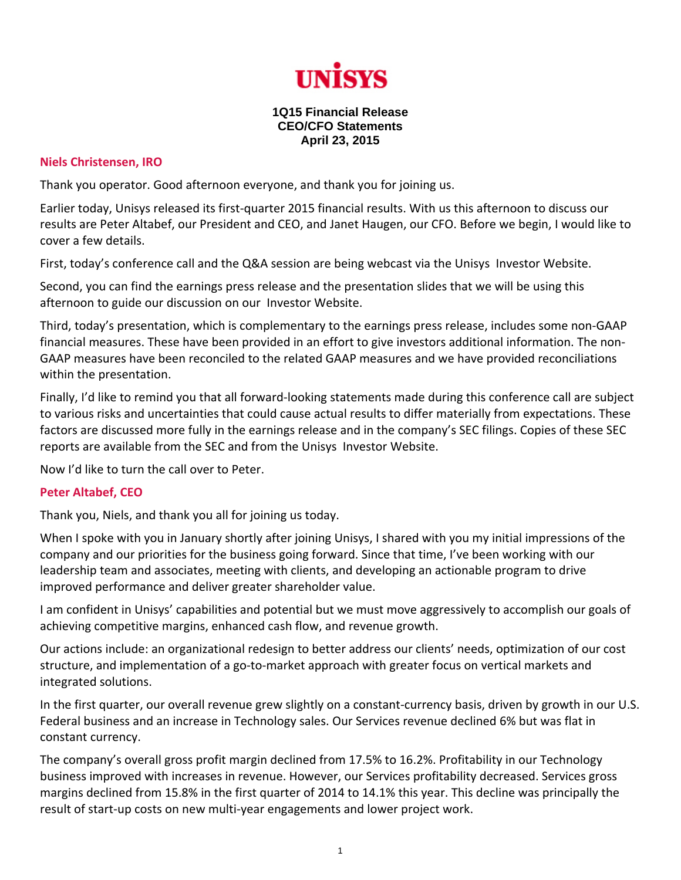# UNISYS

**1Q15 Financial Release**
**CEO/CFO Statements**
**April 23, 2015**

## Niels Christensen, IRO

Thank you operator. Good afternoon everyone, and thank you for joining us.

Earlier today, Unisys released its first-quarter 2015 financial results. With us this afternoon to discuss our results are Peter Altabef, our President and CEO, and Janet Haugen, our CFO. Before we begin, I would like to cover a few details.

First, today's conference call and the Q&A session are being webcast via the Unisys Investor Website.

Second, you can find the earnings press release and the presentation slides that we will be using this afternoon to guide our discussion on our Investor Website.

Third, today's presentation, which is complementary to the earnings press release, includes some non-GAAP financial measures. These have been provided in an effort to give investors additional information. The non-GAAP measures have been reconciled to the related GAAP measures and we have provided reconciliations within the presentation.

Finally, I'd like to remind you that all forward-looking statements made during this conference call are subject to various risks and uncertainties that could cause actual results to differ materially from expectations. These factors are discussed more fully in the earnings release and in the company's SEC filings. Copies of these SEC reports are available from the SEC and from the Unisys Investor Website.

Now I'd like to turn the call over to Peter.

## Peter Altabef, CEO

Thank you, Niels, and thank you all for joining us today.

When I spoke with you in January shortly after joining Unisys, I shared with you my initial impressions of the company and our priorities for the business going forward. Since that time, I've been working with our leadership team and associates, meeting with clients, and developing an actionable program to drive improved performance and deliver greater shareholder value.

I am confident in Unisys' capabilities and potential but we must move aggressively to accomplish our goals of achieving competitive margins, enhanced cash flow, and revenue growth.

Our actions include: an organizational redesign to better address our clients' needs, optimization of our cost structure, and implementation of a go-to-market approach with greater focus on vertical markets and integrated solutions.

In the first quarter, our overall revenue grew slightly on a constant-currency basis, driven by growth in our U.S. Federal business and an increase in Technology sales. Our Services revenue declined 6% but was flat in constant currency.

The company's overall gross profit margin declined from 17.5% to 16.2%. Profitability in our Technology business improved with increases in revenue. However, our Services profitability decreased. Services gross margins declined from 15.8% in the first quarter of 2014 to 14.1% this year. This decline was principally the result of start-up costs on new multi-year engagements and lower project work.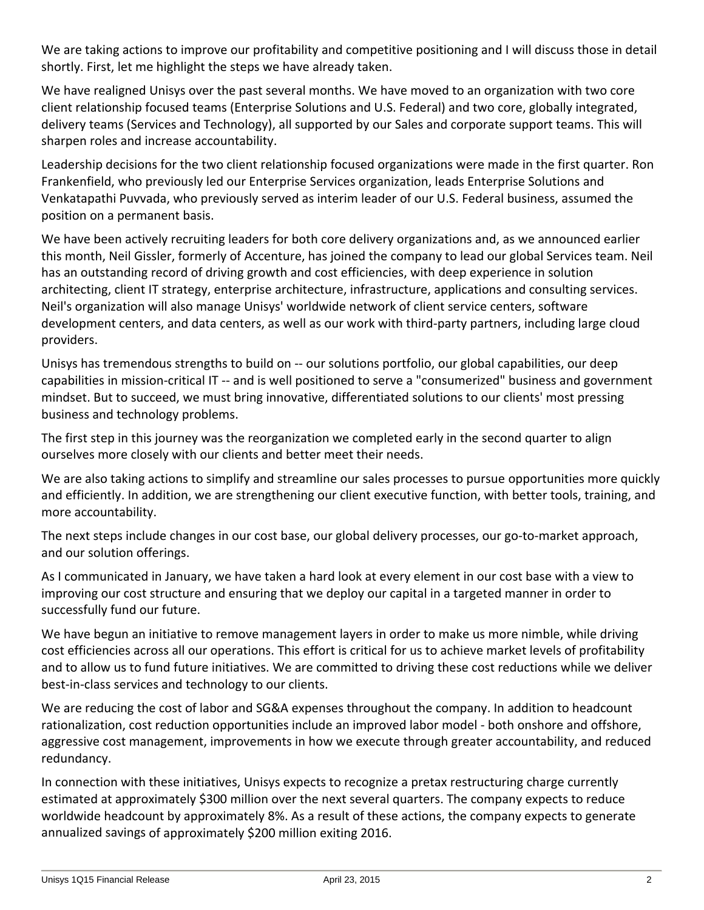We are taking actions to improve our profitability and competitive positioning and I will discuss those in detail shortly. First, let me highlight the steps we have already taken.

We have realigned Unisys over the past several months. We have moved to an organization with two core client relationship focused teams (Enterprise Solutions and U.S. Federal) and two core, globally integrated, delivery teams (Services and Technology), all supported by our Sales and corporate support teams. This will sharpen roles and increase accountability.

Leadership decisions for the two client relationship focused organizations were made in the first quarter. Ron Frankenfield, who previously led our Enterprise Services organization, leads Enterprise Solutions and Venkatapathi Puvvada, who previously served as interim leader of our U.S. Federal business, assumed the position on a permanent basis.

We have been actively recruiting leaders for both core delivery organizations and, as we announced earlier this month, Neil Gissler, formerly of Accenture, has joined the company to lead our global Services team. Neil has an outstanding record of driving growth and cost efficiencies, with deep experience in solution architecting, client IT strategy, enterprise architecture, infrastructure, applications and consulting services. Neil's organization will also manage Unisys' worldwide network of client service centers, software development centers, and data centers, as well as our work with third-party partners, including large cloud providers.

Unisys has tremendous strengths to build on -- our solutions portfolio, our global capabilities, our deep capabilities in mission-critical IT -- and is well positioned to serve a "consumerized" business and government mindset. But to succeed, we must bring innovative, differentiated solutions to our clients' most pressing business and technology problems.

The first step in this journey was the reorganization we completed early in the second quarter to align ourselves more closely with our clients and better meet their needs.

We are also taking actions to simplify and streamline our sales processes to pursue opportunities more quickly and efficiently. In addition, we are strengthening our client executive function, with better tools, training, and more accountability.

The next steps include changes in our cost base, our global delivery processes, our go-to-market approach, and our solution offerings.

As I communicated in January, we have taken a hard look at every element in our cost base with a view to improving our cost structure and ensuring that we deploy our capital in a targeted manner in order to successfully fund our future.

We have begun an initiative to remove management layers in order to make us more nimble, while driving cost efficiencies across all our operations. This effort is critical for us to achieve market levels of profitability and to allow us to fund future initiatives. We are committed to driving these cost reductions while we deliver best-in-class services and technology to our clients.

We are reducing the cost of labor and SG&A expenses throughout the company. In addition to headcount rationalization, cost reduction opportunities include an improved labor model - both onshore and offshore, aggressive cost management, improvements in how we execute through greater accountability, and reduced redundancy.

In connection with these initiatives, Unisys expects to recognize a pretax restructuring charge currently estimated at approximately $300 million over the next several quarters. The company expects to reduce worldwide headcount by approximately 8%. As a result of these actions, the company expects to generate annualized savings of approximately $200 million exiting 2016.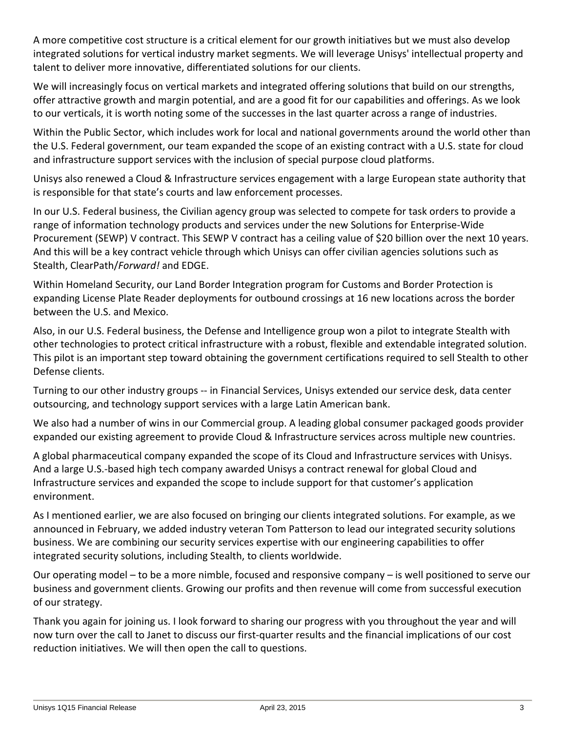A more competitive cost structure is a critical element for our growth initiatives but we must also develop integrated solutions for vertical industry market segments. We will leverage Unisys' intellectual property and talent to deliver more innovative, differentiated solutions for our clients.

We will increasingly focus on vertical markets and integrated offering solutions that build on our strengths, offer attractive growth and margin potential, and are a good fit for our capabilities and offerings. As we look to our verticals, it is worth noting some of the successes in the last quarter across a range of industries.

Within the Public Sector, which includes work for local and national governments around the world other than the U.S. Federal government, our team expanded the scope of an existing contract with a U.S. state for cloud and infrastructure support services with the inclusion of special purpose cloud platforms.

Unisys also renewed a Cloud & Infrastructure services engagement with a large European state authority that is responsible for that state's courts and law enforcement processes.

In our U.S. Federal business, the Civilian agency group was selected to compete for task orders to provide a range of information technology products and services under the new Solutions for Enterprise-Wide Procurement (SEWP) V contract. This SEWP V contract has a ceiling value of $20 billion over the next 10 years. And this will be a key contract vehicle through which Unisys can offer civilian agencies solutions such as Stealth, ClearPath/*Forward!* and EDGE.

Within Homeland Security, our Land Border Integration program for Customs and Border Protection is expanding License Plate Reader deployments for outbound crossings at 16 new locations across the border between the U.S. and Mexico.

Also, in our U.S. Federal business, the Defense and Intelligence group won a pilot to integrate Stealth with other technologies to protect critical infrastructure with a robust, flexible and extendable integrated solution. This pilot is an important step toward obtaining the government certifications required to sell Stealth to other Defense clients.

Turning to our other industry groups -- in Financial Services, Unisys extended our service desk, data center outsourcing, and technology support services with a large Latin American bank.

We also had a number of wins in our Commercial group. A leading global consumer packaged goods provider expanded our existing agreement to provide Cloud & Infrastructure services across multiple new countries.

A global pharmaceutical company expanded the scope of its Cloud and Infrastructure services with Unisys. And a large U.S.-based high tech company awarded Unisys a contract renewal for global Cloud and Infrastructure services and expanded the scope to include support for that customer's application environment.

As I mentioned earlier, we are also focused on bringing our clients integrated solutions. For example, as we announced in February, we added industry veteran Tom Patterson to lead our integrated security solutions business. We are combining our security services expertise with our engineering capabilities to offer integrated security solutions, including Stealth, to clients worldwide.

Our operating model – to be a more nimble, focused and responsive company – is well positioned to serve our business and government clients. Growing our profits and then revenue will come from successful execution of our strategy.

Thank you again for joining us. I look forward to sharing our progress with you throughout the year and will now turn over the call to Janet to discuss our first-quarter results and the financial implications of our cost reduction initiatives. We will then open the call to questions.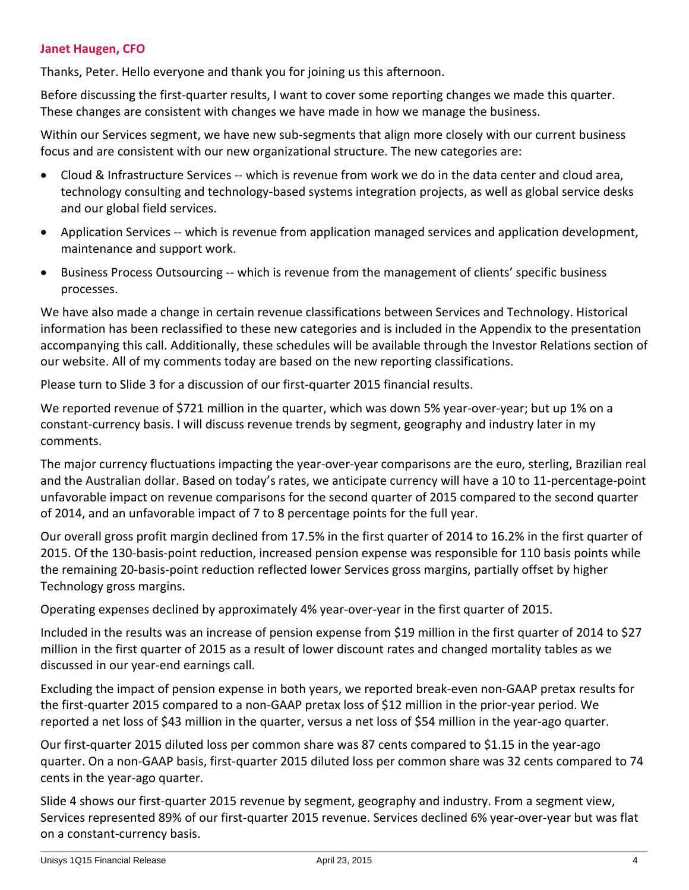**Janet Haugen, CFO**

Thanks, Peter. Hello everyone and thank you for joining us this afternoon.

Before discussing the first-quarter results, I want to cover some reporting changes we made this quarter. These changes are consistent with changes we have made in how we manage the business.

Within our Services segment, we have new sub-segments that align more closely with our current business focus and are consistent with our new organizational structure. The new categories are:

- Cloud & Infrastructure Services -- which is revenue from work we do in the data center and cloud area, technology consulting and technology-based systems integration projects, as well as global service desks and our global field services.
- Application Services -- which is revenue from application managed services and application development, maintenance and support work.
- Business Process Outsourcing -- which is revenue from the management of clients' specific business processes.

We have also made a change in certain revenue classifications between Services and Technology. Historical information has been reclassified to these new categories and is included in the Appendix to the presentation accompanying this call. Additionally, these schedules will be available through the Investor Relations section of our website. All of my comments today are based on the new reporting classifications.

Please turn to Slide 3 for a discussion of our first-quarter 2015 financial results.

We reported revenue of $721 million in the quarter, which was down 5% year-over-year; but up 1% on a constant-currency basis. I will discuss revenue trends by segment, geography and industry later in my comments.

The major currency fluctuations impacting the year-over-year comparisons are the euro, sterling, Brazilian real and the Australian dollar. Based on today's rates, we anticipate currency will have a 10 to 11-percentage-point unfavorable impact on revenue comparisons for the second quarter of 2015 compared to the second quarter of 2014, and an unfavorable impact of 7 to 8 percentage points for the full year.

Our overall gross profit margin declined from 17.5% in the first quarter of 2014 to 16.2% in the first quarter of 2015. Of the 130-basis-point reduction, increased pension expense was responsible for 110 basis points while the remaining 20-basis-point reduction reflected lower Services gross margins, partially offset by higher Technology gross margins.

Operating expenses declined by approximately 4% year-over-year in the first quarter of 2015.

Included in the results was an increase of pension expense from $19 million in the first quarter of 2014 to $27 million in the first quarter of 2015 as a result of lower discount rates and changed mortality tables as we discussed in our year-end earnings call.

Excluding the impact of pension expense in both years, we reported break-even non-GAAP pretax results for the first-quarter 2015 compared to a non-GAAP pretax loss of $12 million in the prior-year period. We reported a net loss of $43 million in the quarter, versus a net loss of $54 million in the year-ago quarter.

Our first-quarter 2015 diluted loss per common share was 87 cents compared to $1.15 in the year-ago quarter. On a non-GAAP basis, first-quarter 2015 diluted loss per common share was 32 cents compared to 74 cents in the year-ago quarter.

Slide 4 shows our first-quarter 2015 revenue by segment, geography and industry. From a segment view, Services represented 89% of our first-quarter 2015 revenue. Services declined 6% year-over-year but was flat on a constant-currency basis.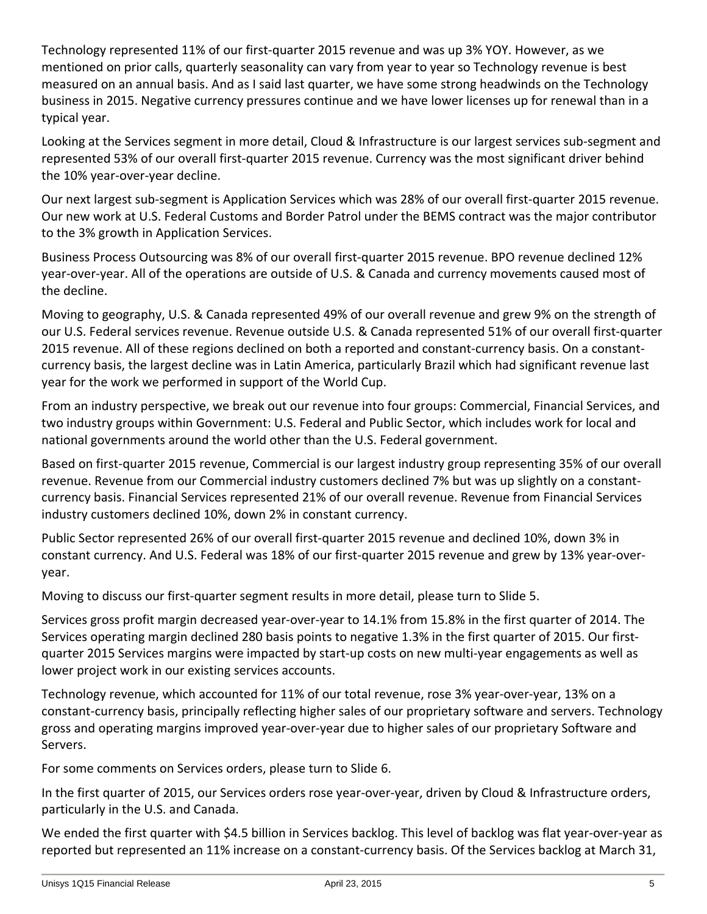Technology represented 11% of our first-quarter 2015 revenue and was up 3% YOY. However, as we mentioned on prior calls, quarterly seasonality can vary from year to year so Technology revenue is best measured on an annual basis. And as I said last quarter, we have some strong headwinds on the Technology business in 2015. Negative currency pressures continue and we have lower licenses up for renewal than in a typical year.

Looking at the Services segment in more detail, Cloud & Infrastructure is our largest services sub-segment and represented 53% of our overall first-quarter 2015 revenue. Currency was the most significant driver behind the 10% year-over-year decline.

Our next largest sub-segment is Application Services which was 28% of our overall first-quarter 2015 revenue. Our new work at U.S. Federal Customs and Border Patrol under the BEMS contract was the major contributor to the 3% growth in Application Services.

Business Process Outsourcing was 8% of our overall first-quarter 2015 revenue. BPO revenue declined 12% year-over-year. All of the operations are outside of U.S. & Canada and currency movements caused most of the decline.

Moving to geography, U.S. & Canada represented 49% of our overall revenue and grew 9% on the strength of our U.S. Federal services revenue. Revenue outside U.S. & Canada represented 51% of our overall first-quarter 2015 revenue. All of these regions declined on both a reported and constant-currency basis. On a constant-currency basis, the largest decline was in Latin America, particularly Brazil which had significant revenue last year for the work we performed in support of the World Cup.

From an industry perspective, we break out our revenue into four groups: Commercial, Financial Services, and two industry groups within Government: U.S. Federal and Public Sector, which includes work for local and national governments around the world other than the U.S. Federal government.

Based on first-quarter 2015 revenue, Commercial is our largest industry group representing 35% of our overall revenue. Revenue from our Commercial industry customers declined 7% but was up slightly on a constant-currency basis. Financial Services represented 21% of our overall revenue. Revenue from Financial Services industry customers declined 10%, down 2% in constant currency.

Public Sector represented 26% of our overall first-quarter 2015 revenue and declined 10%, down 3% in constant currency. And U.S. Federal was 18% of our first-quarter 2015 revenue and grew by 13% year-over-year.

Moving to discuss our first-quarter segment results in more detail, please turn to Slide 5.

Services gross profit margin decreased year-over-year to 14.1% from 15.8% in the first quarter of 2014. The Services operating margin declined 280 basis points to negative 1.3% in the first quarter of 2015. Our first-quarter 2015 Services margins were impacted by start-up costs on new multi-year engagements as well as lower project work in our existing services accounts.

Technology revenue, which accounted for 11% of our total revenue, rose 3% year-over-year, 13% on a constant-currency basis, principally reflecting higher sales of our proprietary software and servers. Technology gross and operating margins improved year-over-year due to higher sales of our proprietary Software and Servers.

For some comments on Services orders, please turn to Slide 6.

In the first quarter of 2015, our Services orders rose year-over-year, driven by Cloud & Infrastructure orders, particularly in the U.S. and Canada.

We ended the first quarter with $4.5 billion in Services backlog. This level of backlog was flat year-over-year as reported but represented an 11% increase on a constant-currency basis. Of the Services backlog at March 31,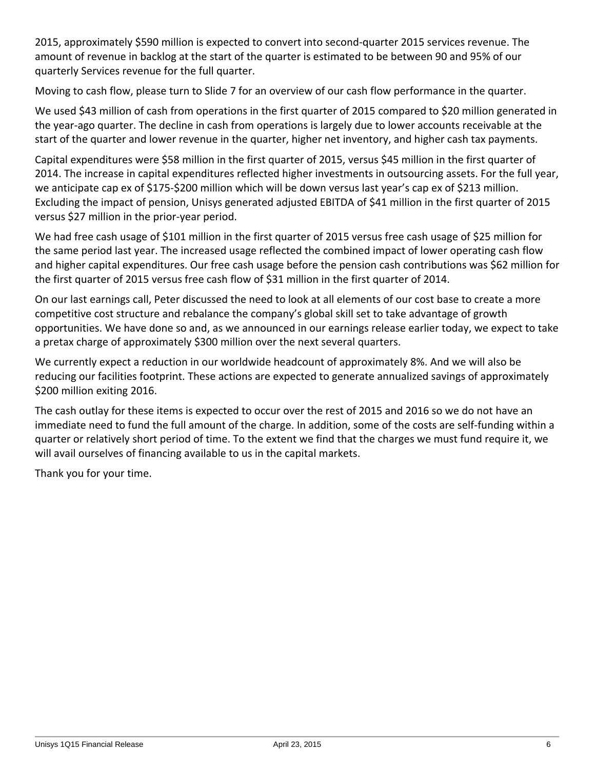2015, approximately $590 million is expected to convert into second-quarter 2015 services revenue. The amount of revenue in backlog at the start of the quarter is estimated to be between 90 and 95% of our quarterly Services revenue for the full quarter.

Moving to cash flow, please turn to Slide 7 for an overview of our cash flow performance in the quarter.

We used $43 million of cash from operations in the first quarter of 2015 compared to $20 million generated in the year-ago quarter. The decline in cash from operations is largely due to lower accounts receivable at the start of the quarter and lower revenue in the quarter, higher net inventory, and higher cash tax payments.

Capital expenditures were $58 million in the first quarter of 2015, versus $45 million in the first quarter of 2014. The increase in capital expenditures reflected higher investments in outsourcing assets. For the full year, we anticipate cap ex of $175-$200 million which will be down versus last year's cap ex of $213 million. Excluding the impact of pension, Unisys generated adjusted EBITDA of $41 million in the first quarter of 2015 versus $27 million in the prior-year period.

We had free cash usage of $101 million in the first quarter of 2015 versus free cash usage of $25 million for the same period last year. The increased usage reflected the combined impact of lower operating cash flow and higher capital expenditures. Our free cash usage before the pension cash contributions was $62 million for the first quarter of 2015 versus free cash flow of $31 million in the first quarter of 2014.

On our last earnings call, Peter discussed the need to look at all elements of our cost base to create a more competitive cost structure and rebalance the company's global skill set to take advantage of growth opportunities. We have done so and, as we announced in our earnings release earlier today, we expect to take a pretax charge of approximately $300 million over the next several quarters.

We currently expect a reduction in our worldwide headcount of approximately 8%. And we will also be reducing our facilities footprint. These actions are expected to generate annualized savings of approximately $200 million exiting 2016.

The cash outlay for these items is expected to occur over the rest of 2015 and 2016 so we do not have an immediate need to fund the full amount of the charge. In addition, some of the costs are self-funding within a quarter or relatively short period of time. To the extent we find that the charges we must fund require it, we will avail ourselves of financing available to us in the capital markets.

Thank you for your time.